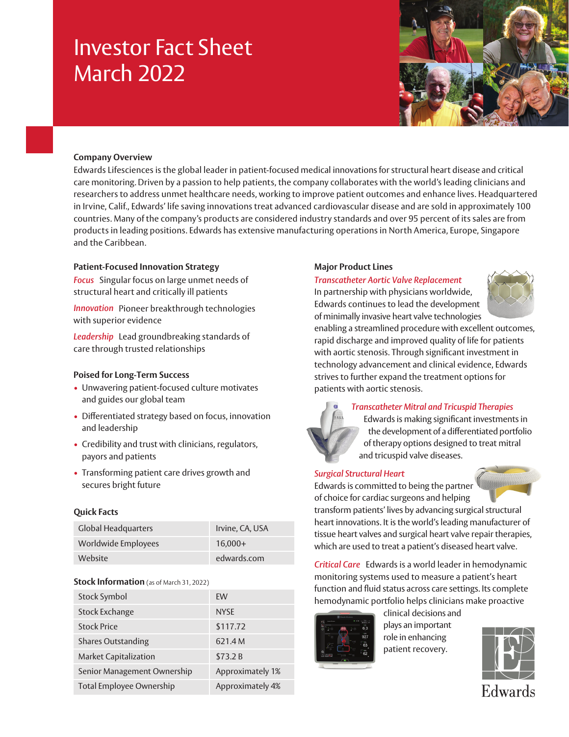# Investor Fact Sheet March 2022

## Company Overview

Edwards Lifesciences is the global leader in patient-focused medical innovations for structural heart disease and critical care monitoring. Driven by a passion to help patients, the company collaborates with the world's leading clinicians and researchers to address unmet healthcare needs, working to improve patient outcomes and enhance lives. Headquartered in Irvine, Calif., Edwards' life saving innovations treat advanced cardiovascular disease and are sold in approximately 100 countries. Many of the company's products are considered industry standards and over 95 percent of its sales are from products in leading positions. Edwards has extensive manufacturing operations in North America, Europe, Singapore and the Caribbean.

## Patient-Focused Innovation Strategy

*Focus* Singular focus on large unmet needs of structural heart and critically ill patients

*Innovation* Pioneer breakthrough technologies with superior evidence

*Leadership* Lead groundbreaking standards of care through trusted relationships

## Poised for Long-Term Success

- Unwavering patient-focused culture motivates and guides our global team
- Differentiated strategy based on focus, innovation and leadership
- Credibility and trust with clinicians, regulators, payors and patients
- Transforming patient care drives growth and secures bright future

## Quick Facts

| | |
|---|---|
| Global Headquarters | Irvine, CA, USA |
| Worldwide Employees | 16,000+ |
| Website | edwards.com |

## Stock Information (as of March 31, 2022)

| | |
|---|---|
| Stock Symbol | EW |
| Stock Exchange | NYSE |
| Stock Price | $117.72 |
| Shares Outstanding | 621.4 M |
| Market Capitalization | $73.2 B |
| Senior Management Ownership | Approximately 1% |
| Total Employee Ownership | Approximately 4% |

## Major Product Lines

*Transcatheter Aortic Valve Replacement*
In partnership with physicians worldwide, Edwards continues to lead the development of minimally invasive heart valve technologies enabling a streamlined procedure with excellent outcomes, rapid discharge and improved quality of life for patients with aortic stenosis. Through significant investment in technology advancement and clinical evidence, Edwards strives to further expand the treatment options for patients with aortic stenosis.

*Transcatheter Mitral and Tricuspid Therapies*
Edwards is making significant investments in the development of a differentiated portfolio of therapy options designed to treat mitral and tricuspid valve diseases.

*Surgical Structural Heart*
Edwards is committed to being the partner of choice for cardiac surgeons and helping transform patients' lives by advancing surgical structural heart innovations. It is the world's leading manufacturer of tissue heart valves and surgical heart valve repair therapies, which are used to treat a patient's diseased heart valve.

*Critical Care* Edwards is a world leader in hemodynamic monitoring systems used to measure a patient's heart function and fluid status across care settings. Its complete hemodynamic portfolio helps clinicians make proactive clinical decisions and plays an important role in enhancing patient recovery.

Edwards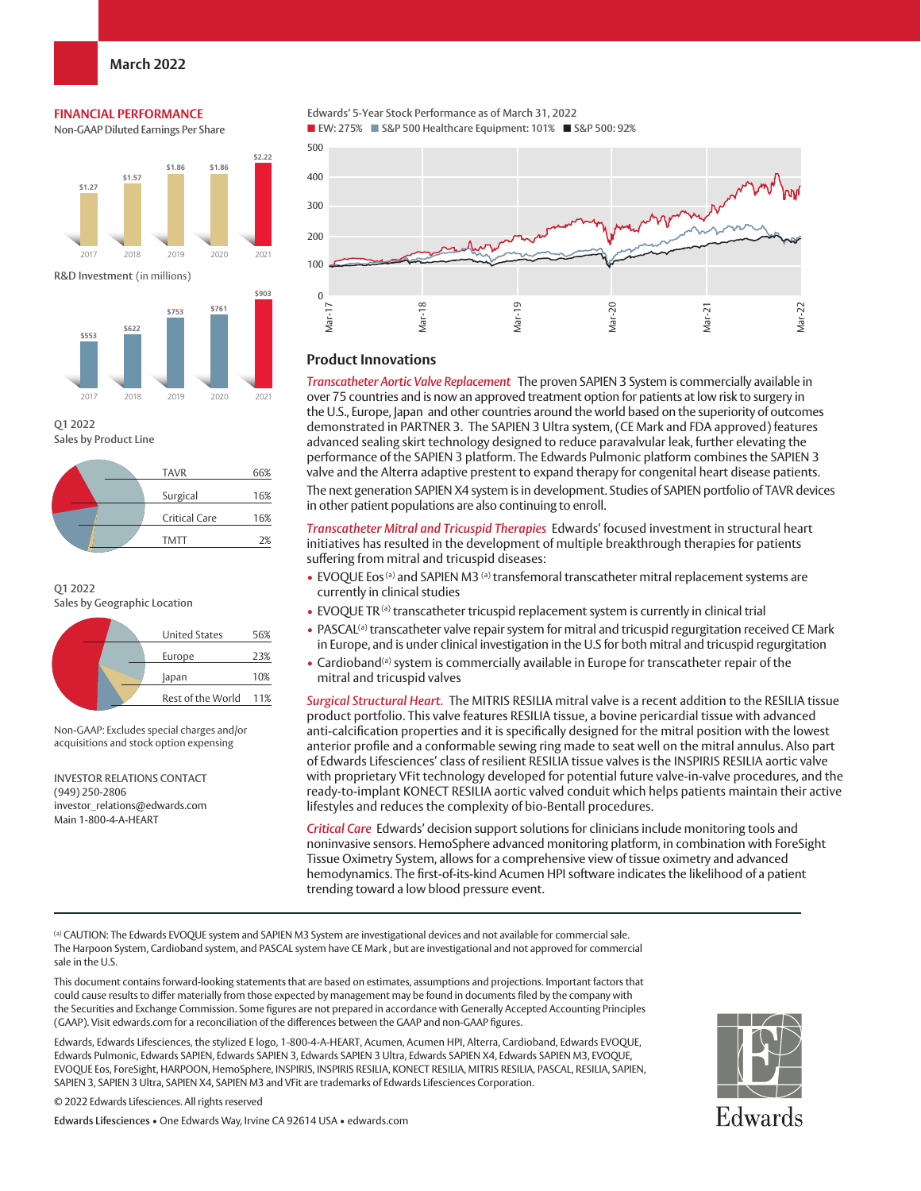March 2022

## FINANCIAL PERFORMANCE

Non-GAAP Diluted Earnings Per Share

$1.27 $1.57 $1.86 $1.86 $2.22
2017 2018 2019 2020 2021

R&D Investment (in millions)

$553 $622 $753 $761 $903
2017 2018 2019 2020 2021

Q1 2022
Sales by Product Line

| | |
|---|---|
| TAVR | 66% |
| Surgical | 16% |
| Critical Care | 16% |
| TMTT | 2% |

Q1 2022
Sales by Geographic Location

| | |
|---|---|
| United States | 56% |
| Europe | 23% |
| Japan | 10% |
| Rest of the World | 11% |

Non-GAAP: Excludes special charges and/or acquisitions and stock option expensing

INVESTOR RELATIONS CONTACT
(949) 250-2806
investor_relations@edwards.com
Main 1-800-4-A-HEART

Edwards' 5-Year Stock Performance as of March 31, 2022

EW: 275% S&P 500 Healthcare Equipment: 101% S&P 500: 92%

500
400
300
200
100
0

Mar-17 Mar-18 Mar-19 Mar-20 Mar-21 Mar-22

## Product Innovations

*Transcatheter Aortic Valve Replacement* The proven SAPIEN 3 System is commercially available in over 75 countries and is now an approved treatment option for patients at low risk to surgery in the U.S., Europe, Japan and other countries around the world based on the superiority of outcomes demonstrated in PARTNER 3. The SAPIEN 3 Ultra system, (CE Mark and FDA approved) features advanced sealing skirt technology designed to reduce paravalvular leak, further elevating the performance of the SAPIEN 3 platform. The Edwards Pulmonic platform combines the SAPIEN 3 valve and the Alterra adaptive prestent to expand therapy for congenital heart disease patients. The next generation SAPIEN X4 system is in development. Studies of SAPIEN portfolio of TAVR devices in other patient populations are also continuing to enroll.

*Transcatheter Mitral and Tricuspid Therapies* Edwards' focused investment in structural heart initiatives has resulted in the development of multiple breakthrough therapies for patients suffering from mitral and tricuspid diseases:

- EVOQUE Eos [a] and SAPIEN M3 [a] transfemoral transcatheter mitral replacement systems are currently in clinical studies
- EVOQUE TR [a] transcatheter tricuspid replacement system is currently in clinical trial
- PASCAL[a] transcatheter valve repair system for mitral and tricuspid regurgitation received CE Mark in Europe, and is under clinical investigation in the U.S for both mitral and tricuspid regurgitation
- Cardioband[a] system is commercially available in Europe for transcatheter repair of the mitral and tricuspid valves

*Surgical Structural Heart.* The MITRIS RESILIA mitral valve is a recent addition to the RESILIA tissue product portfolio. This valve features RESILIA tissue, a bovine pericardial tissue with advanced anti-calcification properties and it is specifically designed for the mitral position with the lowest anterior profile and a conformable sewing ring made to seat well on the mitral annulus. Also part of Edwards Lifesciences' class of resilient RESILIA tissue valves is the INSPIRIS RESILIA aortic valve with proprietary VFit technology developed for potential future valve-in-valve procedures, and the ready-to-implant KONECT RESILIA aortic valved conduit which helps patients maintain their active lifestyles and reduces the complexity of bio-Bentall procedures.

*Critical Care* Edwards' decision support solutions for clinicians include monitoring tools and noninvasive sensors. HemoSphere advanced monitoring platform, in combination with ForeSight Tissue Oximetry System, allows for a comprehensive view of tissue oximetry and advanced hemodynamics. The first-of-its-kind Acumen HPI software indicates the likelihood of a patient trending toward a low blood pressure event.

---

[a] CAUTION: The Edwards EVOQUE system and SAPIEN M3 System are investigational devices and not available for commercial sale. The Harpoon System, Cardioband system, and PASCAL system have CE Mark , but are investigational and not approved for commercial sale in the U.S.

This document contains forward-looking statements that are based on estimates, assumptions and projections. Important factors that could cause results to differ materially from those expected by management may be found in documents filed by the company with the Securities and Exchange Commission. Some figures are not prepared in accordance with Generally Accepted Accounting Principles (GAAP). Visit edwards.com for a reconciliation of the differences between the GAAP and non-GAAP figures.

Edwards, Edwards Lifesciences, the stylized E logo, 1-800-4-A-HEART, Acumen, Acumen HPI, Alterra, Cardioband, Edwards EVOQUE, Edwards Pulmonic, Edwards SAPIEN, Edwards SAPIEN 3, Edwards SAPIEN 3 Ultra, Edwards SAPIEN X4, Edwards SAPIEN M3, EVOQUE, EVOQUE Eos, ForeSight, HARPOON, HemoSphere, INSPIRIS, INSPIRIS RESILIA, KONECT RESILIA, MITRIS RESILIA, PASCAL, RESILIA, SAPIEN, SAPIEN 3, SAPIEN 3 Ultra, SAPIEN X4, SAPIEN M3 and VFit are trademarks of Edwards Lifesciences Corporation.

© 2022 Edwards Lifesciences. All rights reserved

Edwards Lifesciences • One Edwards Way, Irvine CA 92614 USA • edwards.com

Edwards